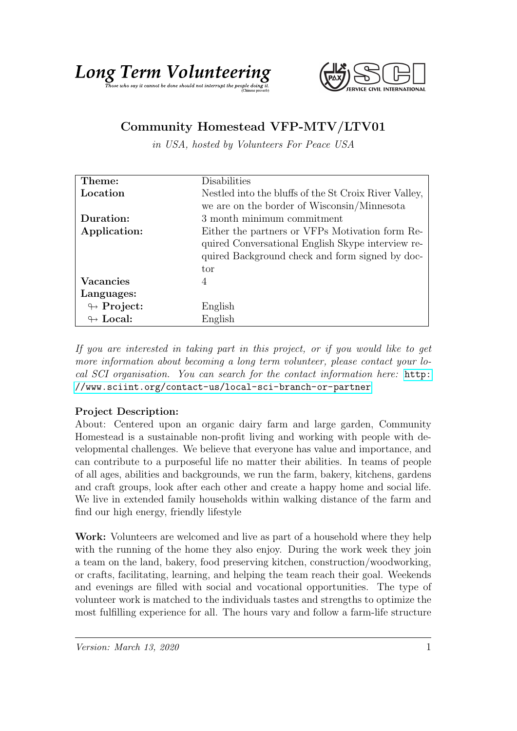# Long Term Volunteering

*Those who say it cannot be done should not interrupt the people doing it.* (Chinese proverb)

SERVICE CIVIL INTERNATIONAL

## Community Homestead VFP-MTV/LTV01

*in USA, hosted by Volunteers For Peace USA*

| | |
|---|---|
| **Theme:** | Disabilities |
| **Location** | Nestled into the bluffs of the St Croix River Valley, we are on the border of Wisconsin/Minnesota |
| **Duration:** | 3 month minimum commitment |
| **Application:** | Either the partners or VFPs Motivation form Required Conversational English Skype interview required Background check and form signed by doctor |
| **Vacancies** | 4 |
| **Languages:** | |
| ↬ **Project:** | English |
| ↬ **Local:** | English |

*If you are interested in taking part in this project, or if you would like to get more information about becoming a long term volunteer, please contact your local SCI organisation. You can search for the contact information here:* http://www.sciint.org/contact-us/local-sci-branch-or-partner

**Project Description:**

About: Centered upon an organic dairy farm and large garden, Community Homestead is a sustainable non-profit living and working with people with developmental challenges. We believe that everyone has value and importance, and can contribute to a purposeful life no matter their abilities. In teams of people of all ages, abilities and backgrounds, we run the farm, bakery, kitchens, gardens and craft groups, look after each other and create a happy home and social life. We live in extended family households within walking distance of the farm and find our high energy, friendly lifestyle

**Work:** Volunteers are welcomed and live as part of a household where they help with the running of the home they also enjoy. During the work week they join a team on the land, bakery, food preserving kitchen, construction/woodworking, or crafts, facilitating, learning, and helping the team reach their goal. Weekends and evenings are filled with social and vocational opportunities. The type of volunteer work is matched to the individuals tastes and strengths to optimize the most fulfilling experience for all. The hours vary and follow a farm-life structure

*Version: March 13, 2020*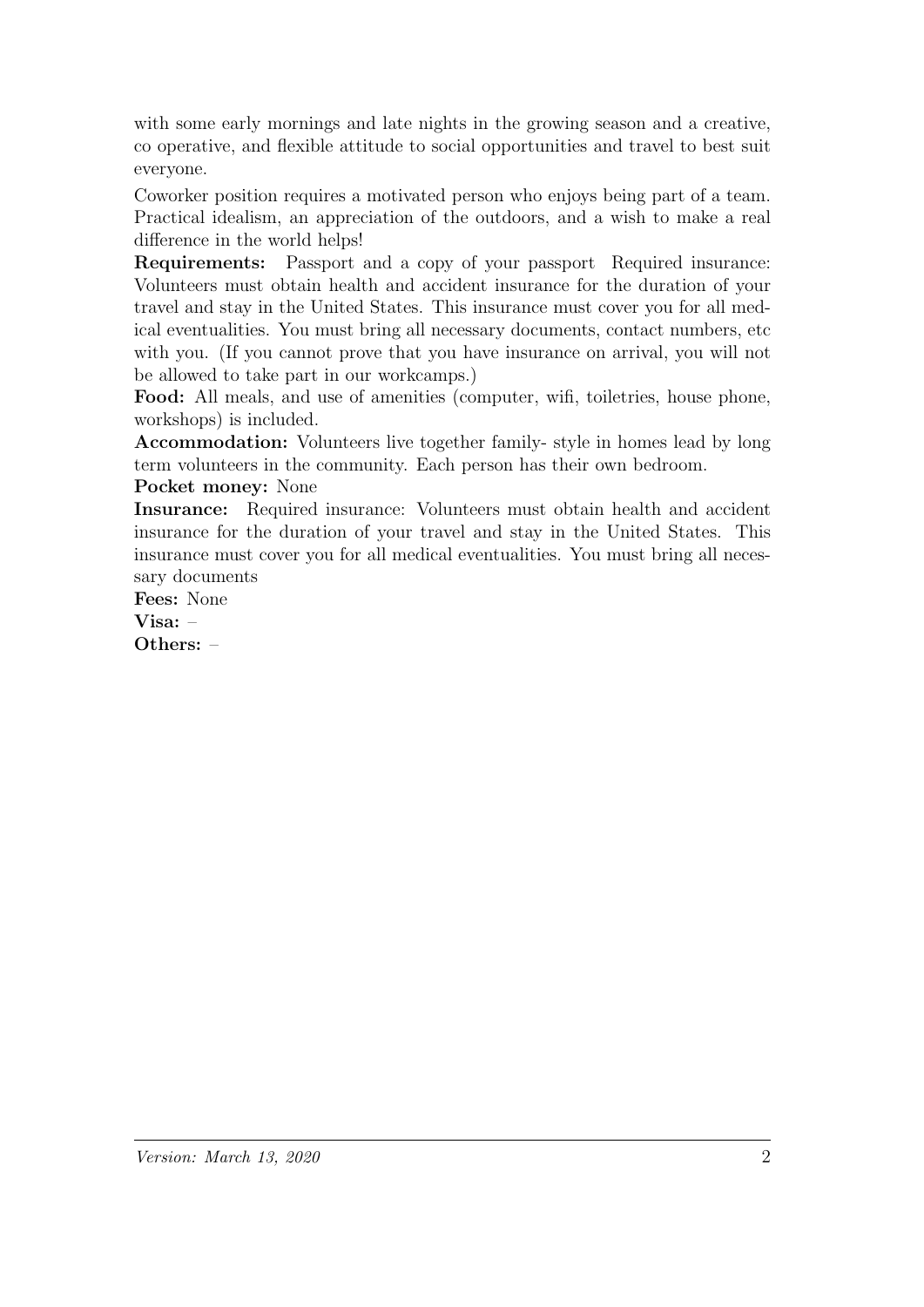with some early mornings and late nights in the growing season and a creative, co operative, and flexible attitude to social opportunities and travel to best suit everyone.

Coworker position requires a motivated person who enjoys being part of a team. Practical idealism, an appreciation of the outdoors, and a wish to make a real difference in the world helps!

**Requirements:** Passport and a copy of your passport Required insurance: Volunteers must obtain health and accident insurance for the duration of your travel and stay in the United States. This insurance must cover you for all medical eventualities. You must bring all necessary documents, contact numbers, etc with you. (If you cannot prove that you have insurance on arrival, you will not be allowed to take part in our workcamps.)

**Food:** All meals, and use of amenities (computer, wifi, toiletries, house phone, workshops) is included.

**Accommodation:** Volunteers live together family- style in homes lead by long term volunteers in the community. Each person has their own bedroom.

**Pocket money:** None

**Insurance:** Required insurance: Volunteers must obtain health and accident insurance for the duration of your travel and stay in the United States. This insurance must cover you for all medical eventualities. You must bring all necessary documents

**Fees:** None

**Visa:** –

**Others:** –